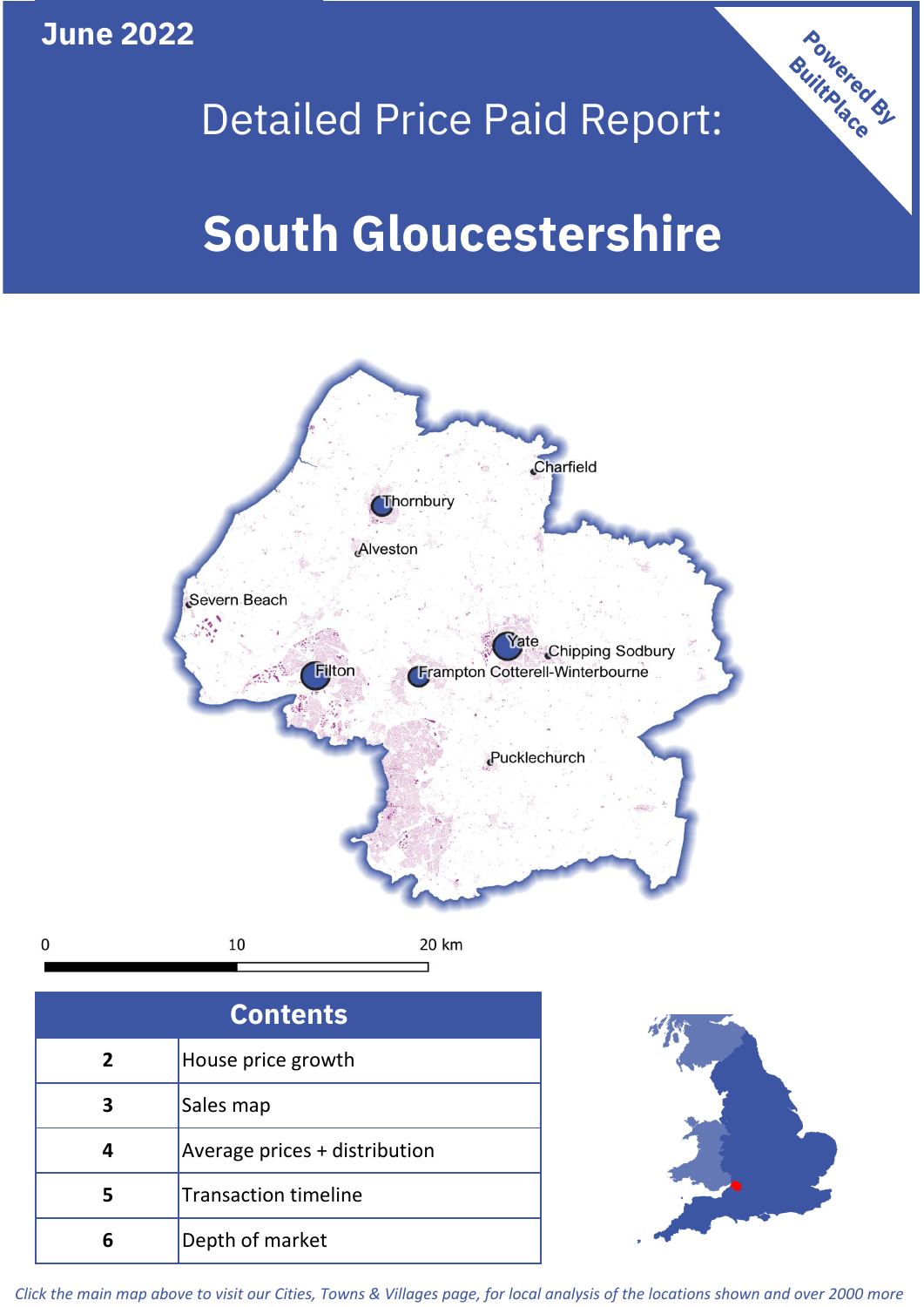June 2022

# Detailed Price Paid Report:

# South Gloucestershire

Powered By BuiltPlace

Charfield
Thornbury
Alveston
Severn Beach
Yate
Chipping Sodbury
Filton
Frampton Cotterell-Winterbourne
Pucklechurch

0 10 20 km

| Contents | |
|---|---|
| 2 | House price growth |
| 3 | Sales map |
| 4 | Average prices + distribution |
| 5 | Transaction timeline |
| 6 | Depth of market |

*Click the main map above to visit our Cities, Towns & Villages page, for local analysis of the locations shown and over 2000 more*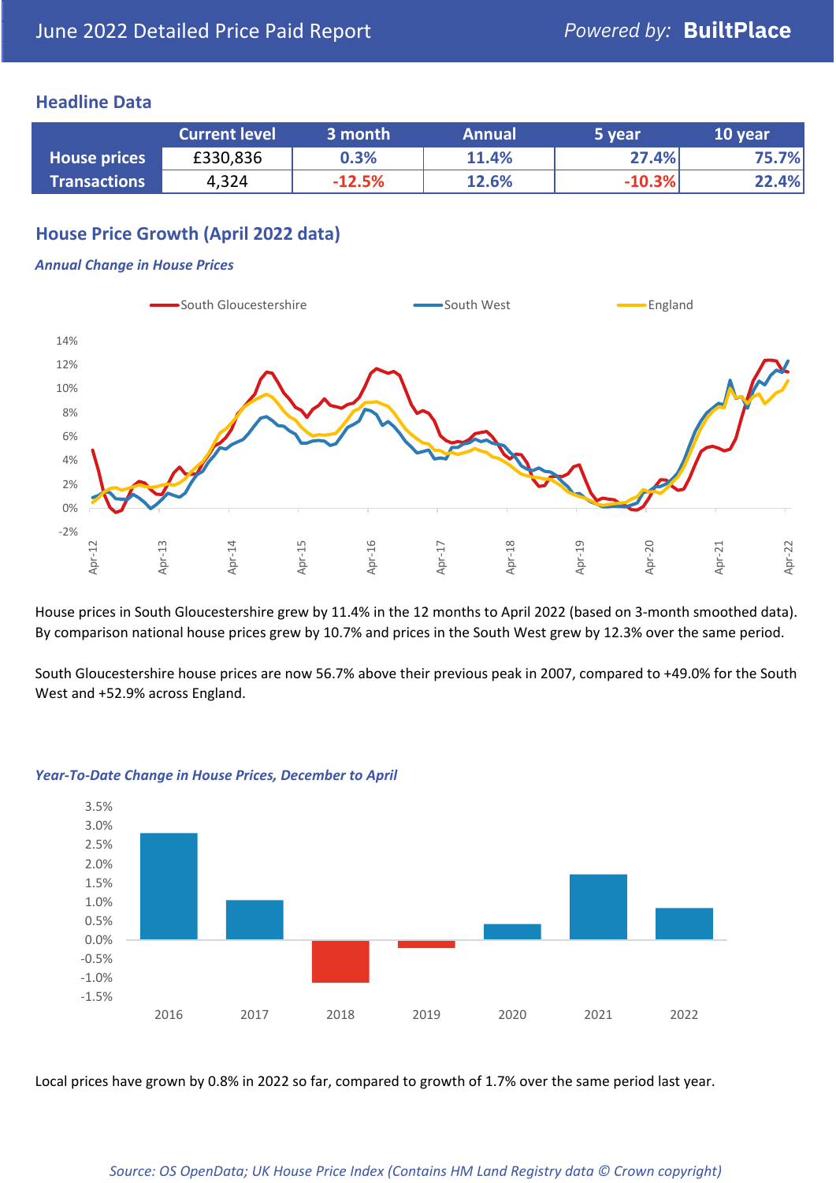# June 2022 Detailed Price Paid Report

*Powered by:* **BuiltPlace**

## Headline Data

| | Current level | 3 month | Annual | 5 year | 10 year |
|---|---|---|---|---|---|
| **House prices** | £330,836 | 0.3% | 11.4% | 27.4% | 75.7% |
| **Transactions** | 4,324 | -12.5% | 12.6% | -10.3% | 22.4% |

## House Price Growth (April 2022 data)

***Annual Change in House Prices***

House prices in South Gloucestershire grew by 11.4% in the 12 months to April 2022 (based on 3-month smoothed data). By comparison national house prices grew by 10.7% and prices in the South West grew by 12.3% over the same period.

South Gloucestershire house prices are now 56.7% above their previous peak in 2007, compared to +49.0% for the South West and +52.9% across England.

***Year-To-Date Change in House Prices, December to April***

Local prices have grown by 0.8% in 2022 so far, compared to growth of 1.7% over the same period last year.

*Source: OS OpenData; UK House Price Index (Contains HM Land Registry data © Crown copyright)*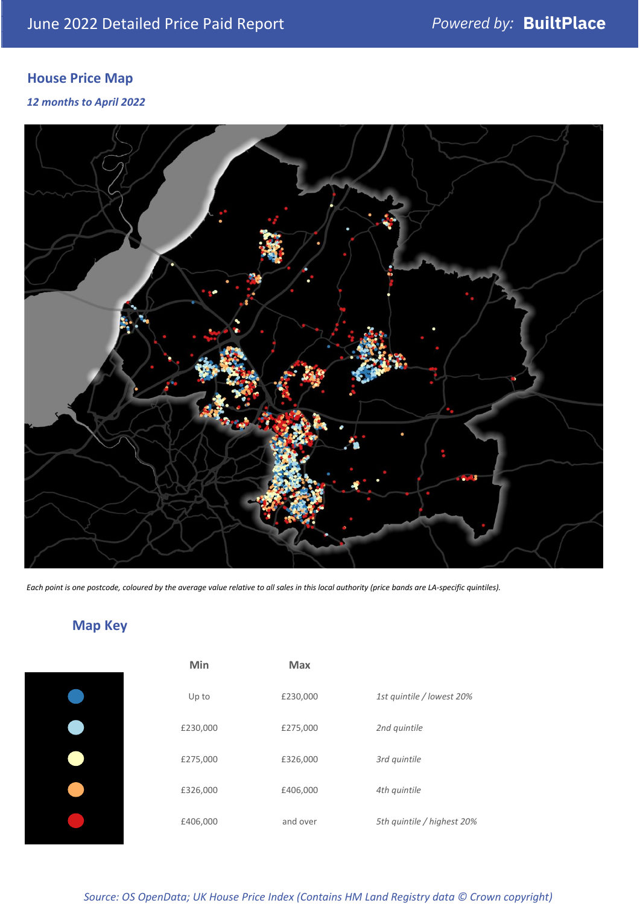## House Price Map

*12 months to April 2022*

*Each point is one postcode, coloured by the average value relative to all sales in this local authority (price bands are LA-specific quintiles).*

## Map Key

| | Min | Max | |
|---|---|---|---|
| Dark blue | Up to | £230,000 | *1st quintile / lowest 20%* |
| Light blue | £230,000 | £275,000 | *2nd quintile* |
| Light yellow | £275,000 | £326,000 | *3rd quintile* |
| Orange | £326,000 | £406,000 | *4th quintile* |
| Red | £406,000 | and over | *5th quintile / highest 20%* |

*Source: OS OpenData; UK House Price Index (Contains HM Land Registry data © Crown copyright)*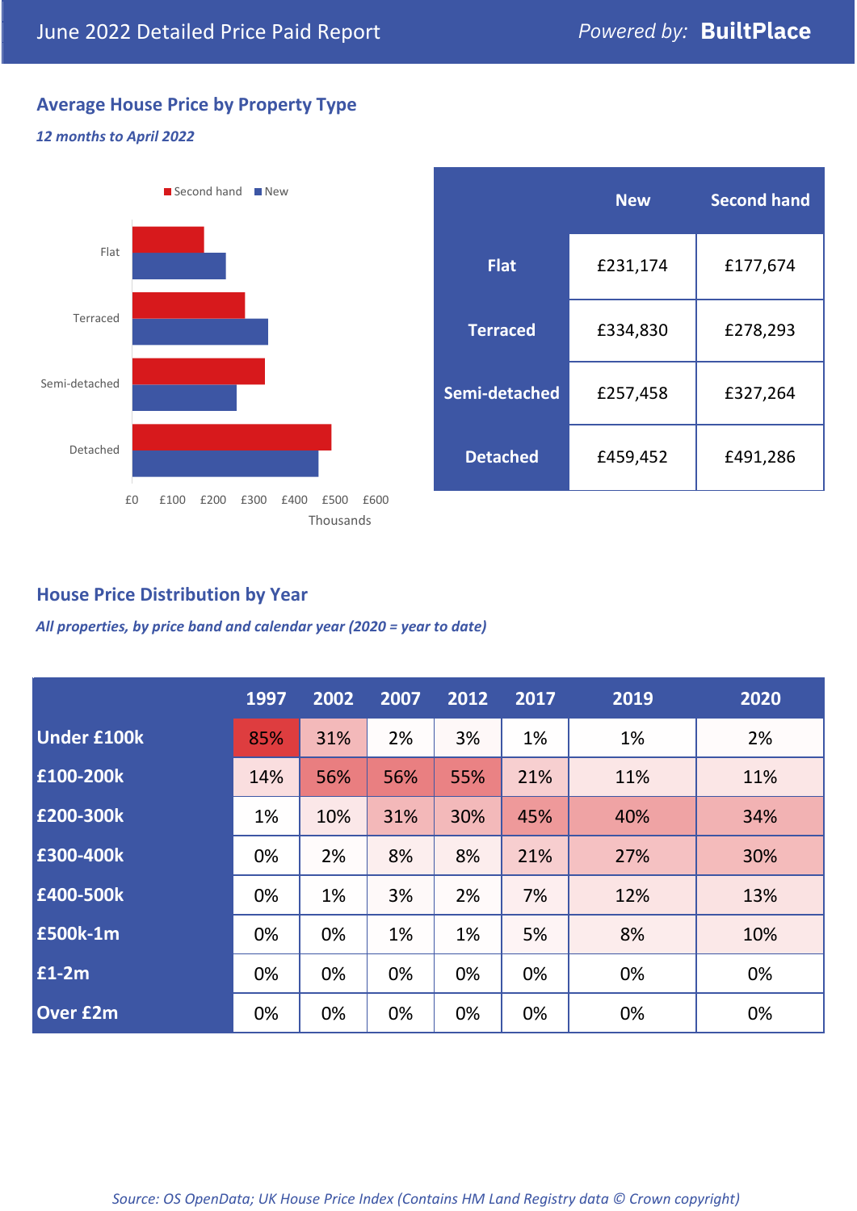# June 2022 Detailed Price Paid Report

*Powered by:* **BuiltPlace**

## Average House Price by Property Type

***12 months to April 2022***

|  | New | Second hand |
|---|---|---|
| **Flat** | £231,174 | £177,674 |
| **Terraced** | £334,830 | £278,293 |
| **Semi-detached** | £257,458 | £327,264 |
| **Detached** | £459,452 | £491,286 |

## House Price Distribution by Year

***All properties, by price band and calendar year (2020 = year to date)***

|  | 1997 | 2002 | 2007 | 2012 | 2017 | 2019 | 2020 |
|---|---|---|---|---|---|---|---|
| **Under £100k** | 85% | 31% | 2% | 3% | 1% | 1% | 2% |
| **£100-200k** | 14% | 56% | 56% | 55% | 21% | 11% | 11% |
| **£200-300k** | 1% | 10% | 31% | 30% | 45% | 40% | 34% |
| **£300-400k** | 0% | 2% | 8% | 8% | 21% | 27% | 30% |
| **£400-500k** | 0% | 1% | 3% | 2% | 7% | 12% | 13% |
| **£500k-1m** | 0% | 0% | 1% | 1% | 5% | 8% | 10% |
| **£1-2m** | 0% | 0% | 0% | 0% | 0% | 0% | 0% |
| **Over £2m** | 0% | 0% | 0% | 0% | 0% | 0% | 0% |

*Source: OS OpenData; UK House Price Index (Contains HM Land Registry data © Crown copyright)*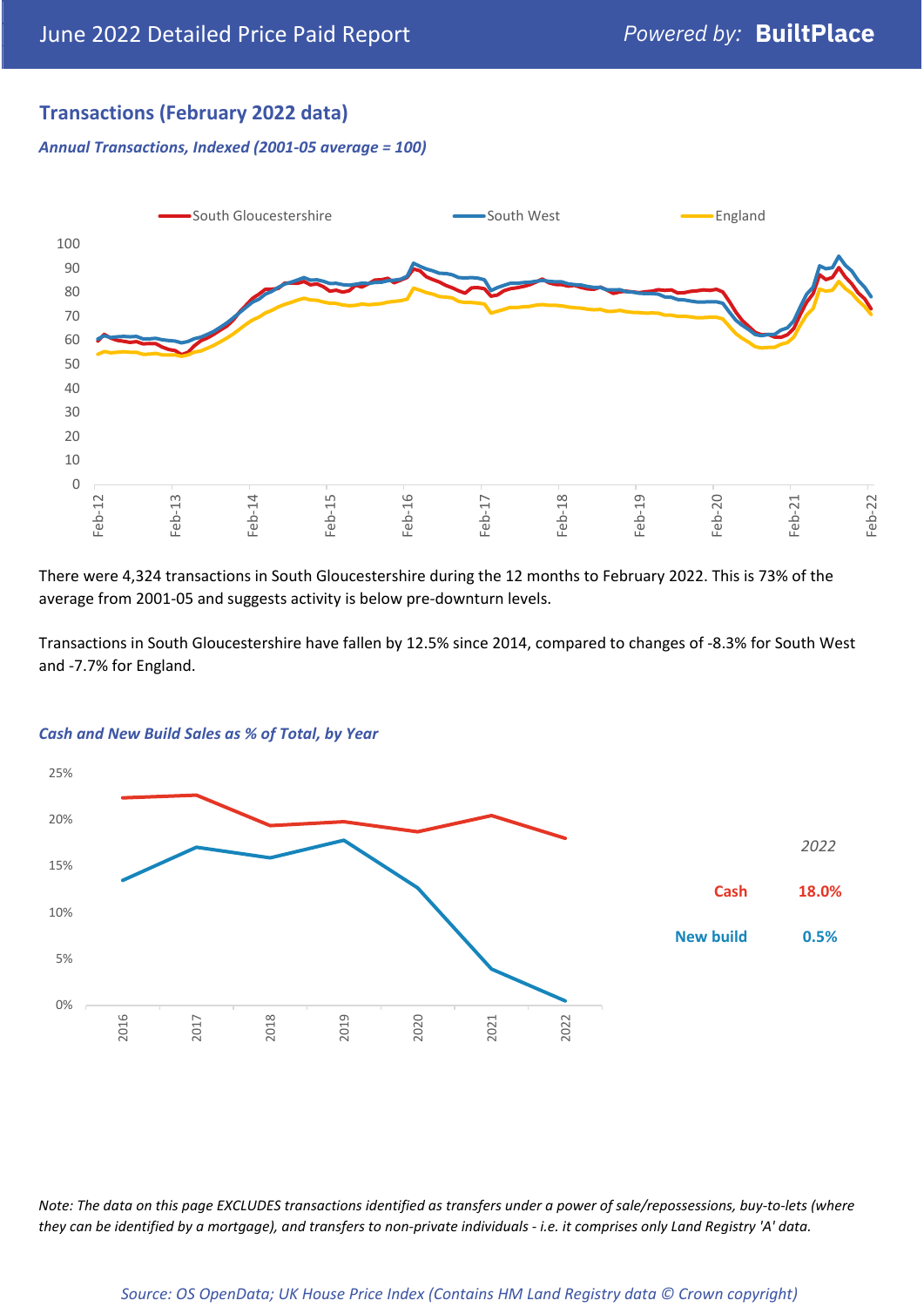June 2022 Detailed Price Paid Report

Powered by: **BuiltPlace**

## Transactions (February 2022 data)

*Annual Transactions, Indexed (2001-05 average = 100)*

There were 4,324 transactions in South Gloucestershire during the 12 months to February 2022. This is 73% of the average from 2001-05 and suggests activity is below pre-downturn levels.

Transactions in South Gloucestershire have fallen by 12.5% since 2014, compared to changes of -8.3% for South West and -7.7% for England.

*Cash and New Build Sales as % of Total, by Year*

*2022*

| | |
|---|---|
| Cash | 18.0% |
| New build | 0.5% |

*Note: The data on this page EXCLUDES transactions identified as transfers under a power of sale/repossessions, buy-to-lets (where they can be identified by a mortgage), and transfers to non-private individuals - i.e. it comprises only Land Registry 'A' data.*

*Source: OS OpenData; UK House Price Index (Contains HM Land Registry data © Crown copyright)*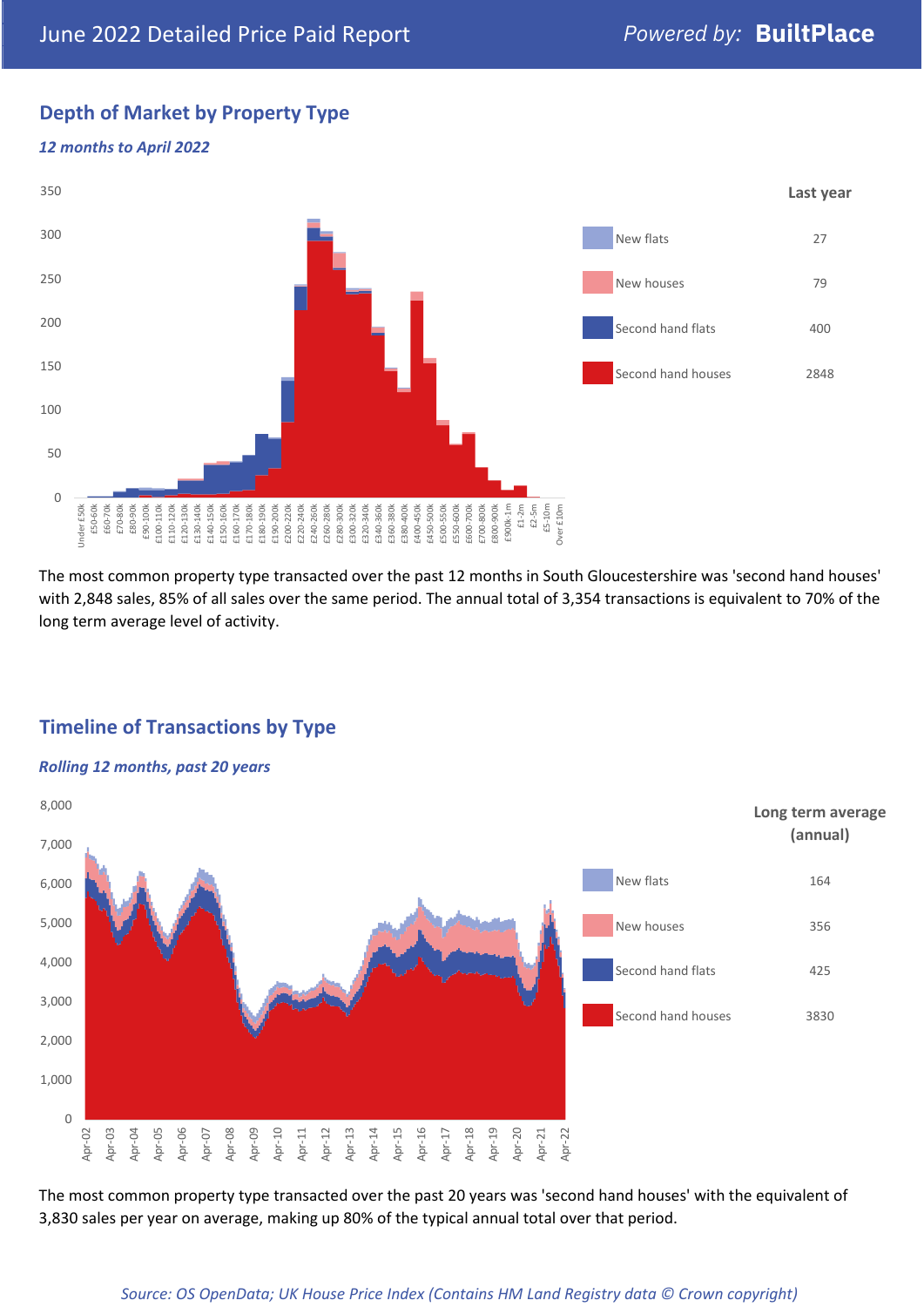June 2022 Detailed Price Paid Report

Powered by: **BuiltPlace**

## Depth of Market by Property Type

*12 months to April 2022*

350
300
250
200
150
100
50
0

Under £50k, £50-60k, £60-70k, £70-80k, £80-90k, £90-100k, £100-110k, £110-120k, £120-130k, £130-140k, £140-150k, £150-160k, £160-170k, £170-180k, £180-190k, £190-200k, £200-220k, £220-240k, £240-260k, £260-280k, £280-300k, £300-320k, £320-340k, £340-360k, £360-380k, £380-400k, £400-450k, £450-500k, £500-550k, £550-600k, £600-700k, £700-800k, £800-900k, £900k-1m, £1-2m, £2-5m, £5-10m, Over £10m

Last year

New flats 27
New houses 79
Second hand flats 400
Second hand houses 2848

The most common property type transacted over the past 12 months in South Gloucestershire was 'second hand houses' with 2,848 sales, 85% of all sales over the same period. The annual total of 3,354 transactions is equivalent to 70% of the long term average level of activity.

## Timeline of Transactions by Type

*Rolling 12 months, past 20 years*

8,000
7,000
6,000
5,000
4,000
3,000
2,000
1,000
0

Apr-02, Apr-03, Apr-04, Apr-05, Apr-06, Apr-07, Apr-08, Apr-09, Apr-10, Apr-11, Apr-12, Apr-13, Apr-14, Apr-15, Apr-16, Apr-17, Apr-18, Apr-19, Apr-20, Apr-21, Apr-22

Long term average (annual)

New flats 164
New houses 356
Second hand flats 425
Second hand houses 3830

The most common property type transacted over the past 20 years was 'second hand houses' with the equivalent of 3,830 sales per year on average, making up 80% of the typical annual total over that period.

*Source: OS OpenData; UK House Price Index (Contains HM Land Registry data © Crown copyright)*